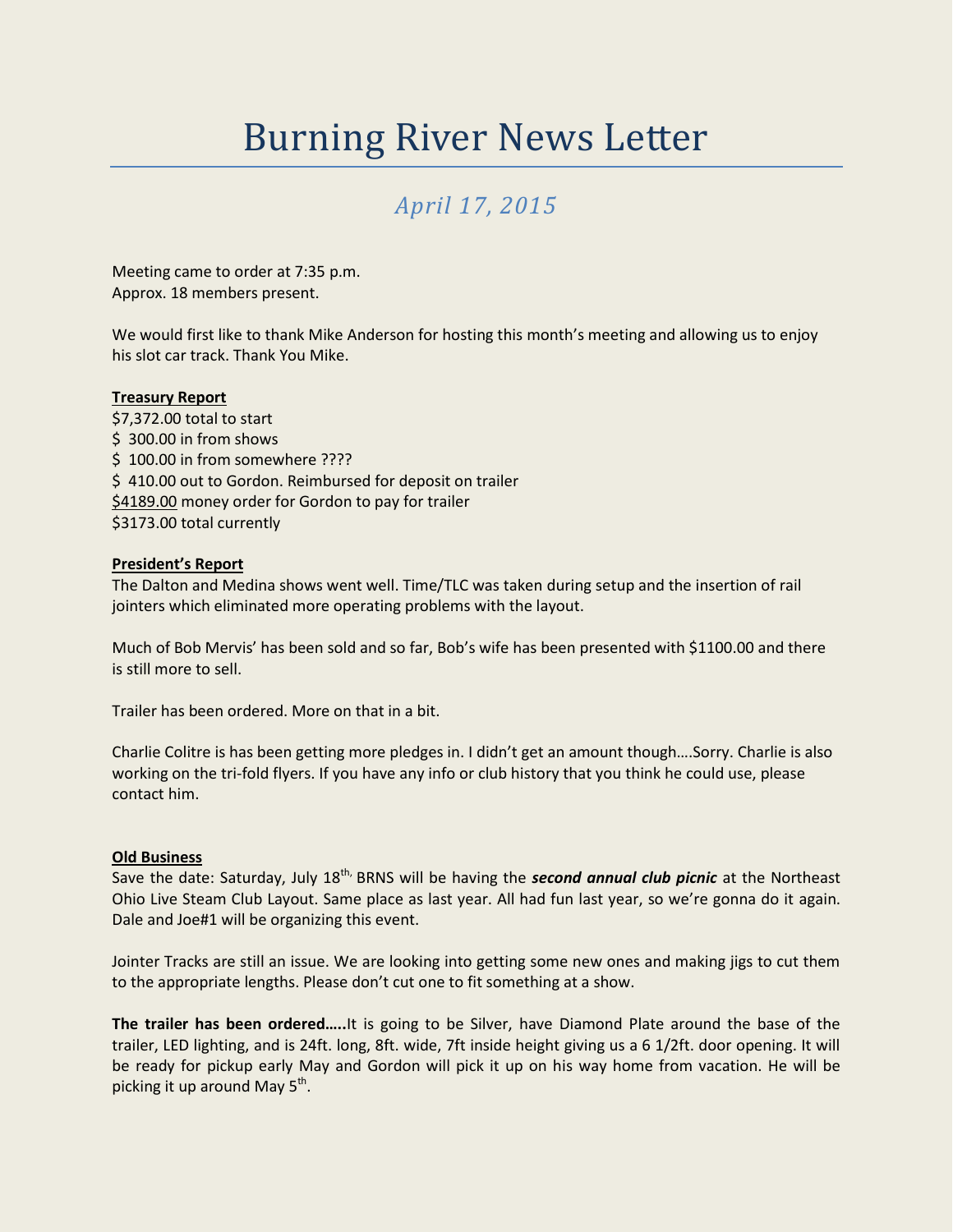# Burning River News Letter

## *April 17, 2015*

Meeting came to order at 7:35 p.m.
Approx. 18 members present.

We would first like to thank Mike Anderson for hosting this month's meeting and allowing us to enjoy his slot car track. Thank You Mike.

**Treasury Report**

$7,372.00 total to start
$ 300.00 in from shows
$ 100.00 in from somewhere ????
$ 410.00 out to Gordon. Reimbursed for deposit on trailer
<u>$4189.00</u> money order for Gordon to pay for trailer
$3173.00 total currently

**President's Report**

The Dalton and Medina shows went well. Time/TLC was taken during setup and the insertion of rail jointers which eliminated more operating problems with the layout.

Much of Bob Mervis' has been sold and so far, Bob's wife has been presented with $1100.00 and there is still more to sell.

Trailer has been ordered. More on that in a bit.

Charlie Colitre is has been getting more pledges in. I didn't get an amount though….Sorry. Charlie is also working on the tri-fold flyers. If you have any info or club history that you think he could use, please contact him.

**Old Business**

Save the date: Saturday, July 18th, BRNS will be having the ***second annual club picnic*** at the Northeast Ohio Live Steam Club Layout. Same place as last year. All had fun last year, so we're gonna do it again. Dale and Joe#1 will be organizing this event.

Jointer Tracks are still an issue. We are looking into getting some new ones and making jigs to cut them to the appropriate lengths. Please don't cut one to fit something at a show.

**The trailer has been ordered…..**It is going to be Silver, have Diamond Plate around the base of the trailer, LED lighting, and is 24ft. long, 8ft. wide, 7ft inside height giving us a 6 1/2ft. door opening. It will be ready for pickup early May and Gordon will pick it up on his way home from vacation. He will be picking it up around May 5th.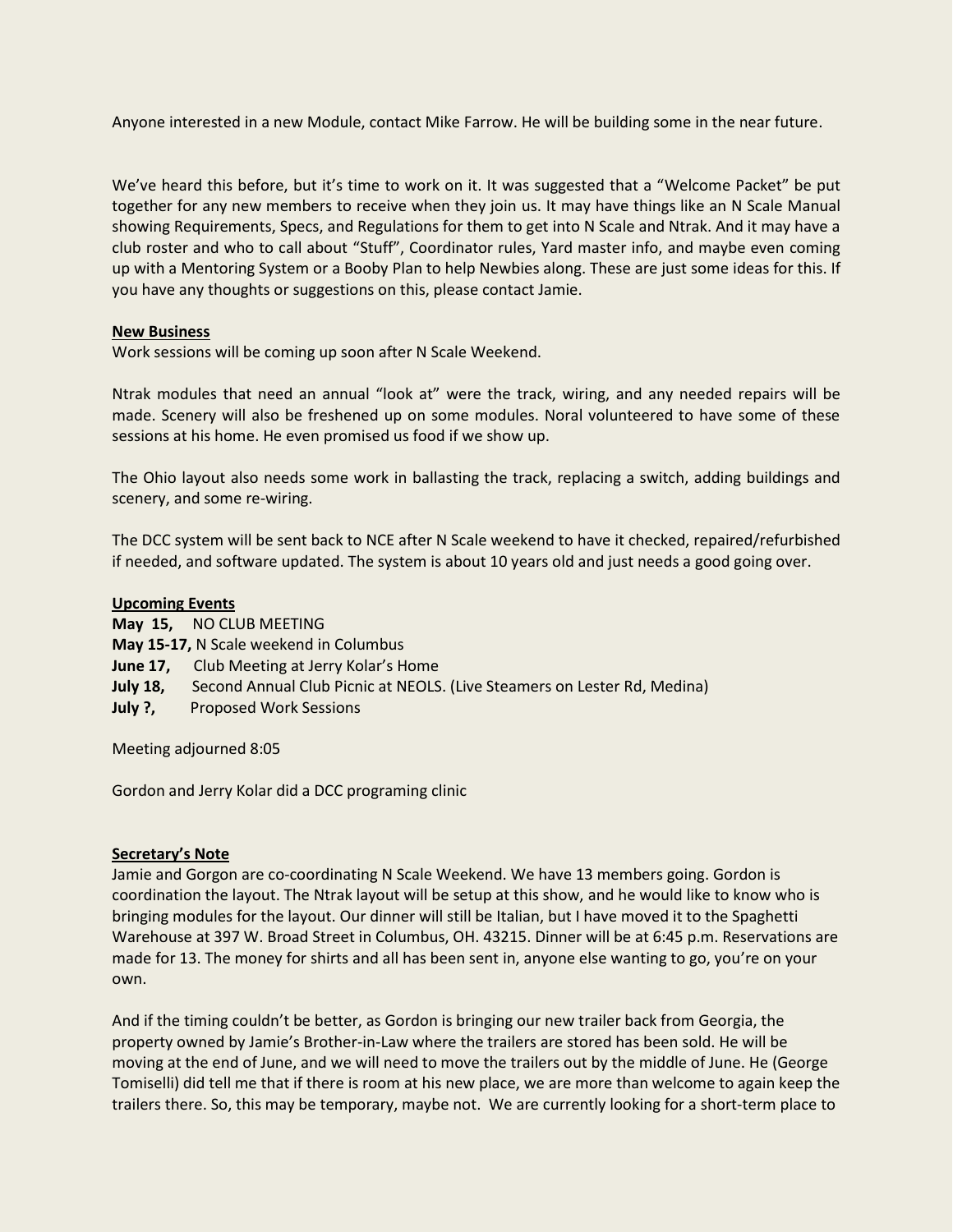Anyone interested in a new Module, contact Mike Farrow. He will be building some in the near future.

We've heard this before, but it's time to work on it. It was suggested that a "Welcome Packet" be put together for any new members to receive when they join us. It may have things like an N Scale Manual showing Requirements, Specs, and Regulations for them to get into N Scale and Ntrak. And it may have a club roster and who to call about "Stuff", Coordinator rules, Yard master info, and maybe even coming up with a Mentoring System or a Booby Plan to help Newbies along. These are just some ideas for this. If you have any thoughts or suggestions on this, please contact Jamie.

**New Business**

Work sessions will be coming up soon after N Scale Weekend.

Ntrak modules that need an annual "look at" were the track, wiring, and any needed repairs will be made. Scenery will also be freshened up on some modules. Noral volunteered to have some of these sessions at his home. He even promised us food if we show up.

The Ohio layout also needs some work in ballasting the track, replacing a switch, adding buildings and scenery, and some re-wiring.

The DCC system will be sent back to NCE after N Scale weekend to have it checked, repaired/refurbished if needed, and software updated. The system is about 10 years old and just needs a good going over.

**Upcoming Events**

**May 15,** NO CLUB MEETING
**May 15-17,** N Scale weekend in Columbus
**June 17,** Club Meeting at Jerry Kolar's Home
**July 18,** Second Annual Club Picnic at NEOLS. (Live Steamers on Lester Rd, Medina)
**July ?,** Proposed Work Sessions

Meeting adjourned 8:05

Gordon and Jerry Kolar did a DCC programing clinic

**Secretary's Note**

Jamie and Gorgon are co-coordinating N Scale Weekend. We have 13 members going. Gordon is coordination the layout. The Ntrak layout will be setup at this show, and he would like to know who is bringing modules for the layout. Our dinner will be still be Italian, but I have moved it to the Spaghetti Warehouse at 397 W. Broad Street in Columbus, OH. 43215. Dinner will be at 6:45 p.m. Reservations are made for 13. The money for shirts and all has been sent in, anyone else wanting to go, you're on your own.

And if the timing couldn't be better, as Gordon is bringing our new trailer back from Georgia, the property owned by Jamie's Brother-in-Law where the trailers are stored has been sold. He will be moving at the end of June, and we will need to move the trailers out by the middle of June. He (George Tomiselli) did tell me that if there is room at his new place, we are more than welcome to again keep the trailers there. So, this may be temporary, maybe not. We are currently looking for a short-term place to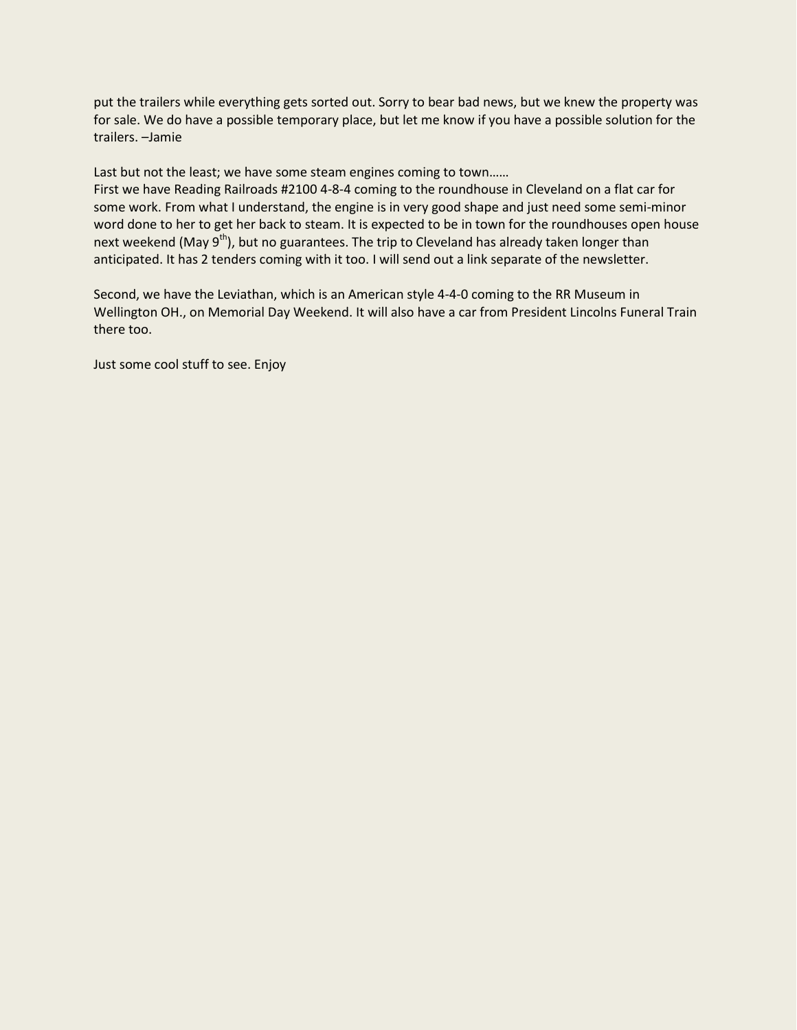put the trailers while everything gets sorted out. Sorry to bear bad news, but we knew the property was for sale. We do have a possible temporary place, but let me know if you have a possible solution for the trailers. –Jamie

Last but not the least; we have some steam engines coming to town……
First we have Reading Railroads #2100 4-8-4 coming to the roundhouse in Cleveland on a flat car for some work. From what I understand, the engine is in very good shape and just need some semi-minor word done to her to get her back to steam. It is expected to be in town for the roundhouses open house next weekend (May 9th), but no guarantees. The trip to Cleveland has already taken longer than anticipated. It has 2 tenders coming with it too. I will send out a link separate of the newsletter.

Second, we have the Leviathan, which is an American style 4-4-0 coming to the RR Museum in Wellington OH., on Memorial Day Weekend. It will also have a car from President Lincolns Funeral Train there too.

Just some cool stuff to see. Enjoy